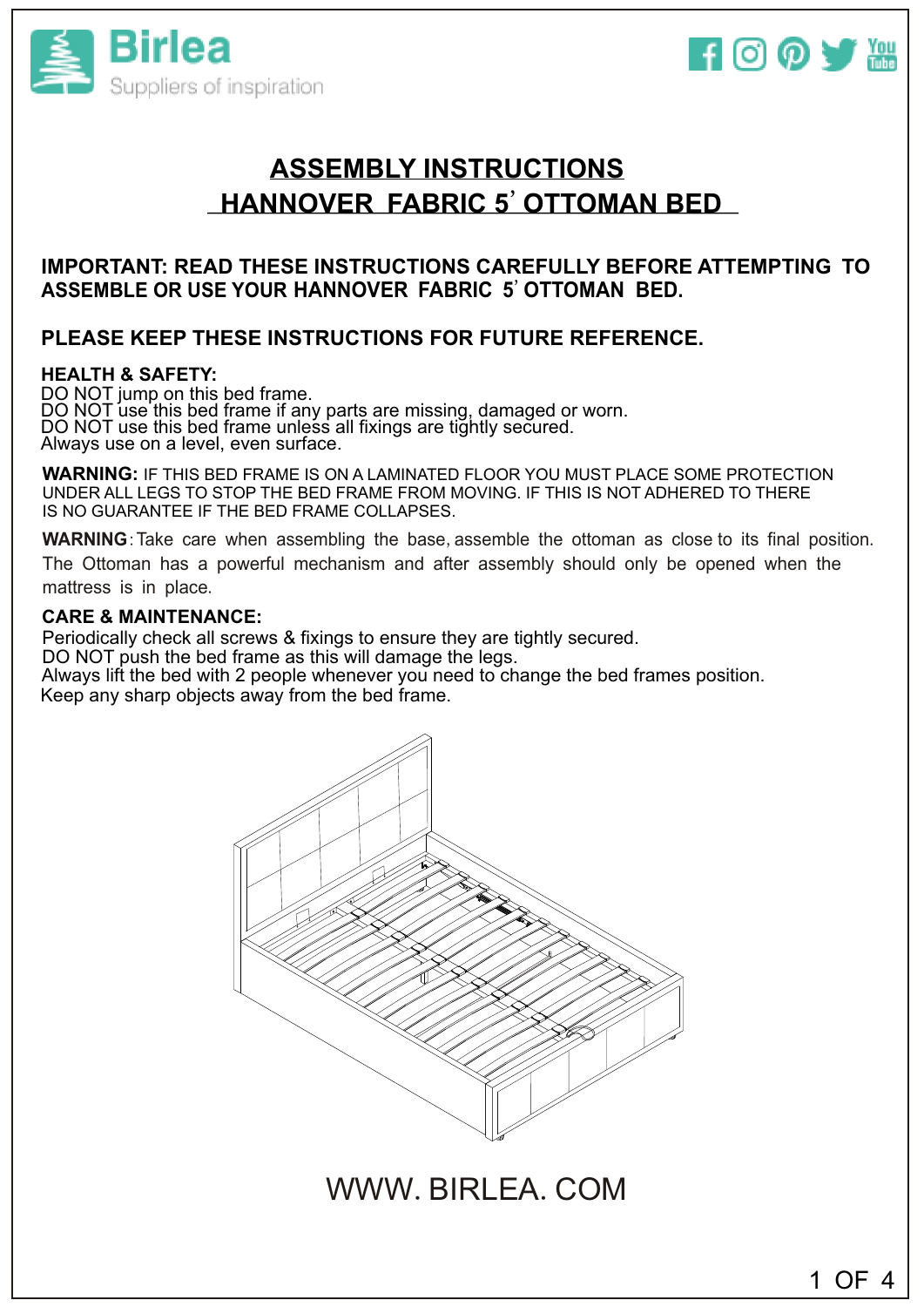Birlea
Suppliers of inspiration

# ASSEMBLY INSTRUCTIONS
# HANNOVER FABRIC 5' OTTOMAN BED

**IMPORTANT: READ THESE INSTRUCTIONS CAREFULLY BEFORE ATTEMPTING TO ASSEMBLE OR USE YOUR HANNOVER FABRIC 5' OTTOMAN BED.**

**PLEASE KEEP THESE INSTRUCTIONS FOR FUTURE REFERENCE.**

**HEALTH & SAFETY:**

DO NOT jump on this bed frame.
DO NOT use this bed frame if any parts are missing, damaged or worn.
DO NOT use this bed frame unless all fixings are tightly secured.
Always use on a level, even surface.

**WARNING:** IF THIS BED FRAME IS ON A LAMINATED FLOOR YOU MUST PLACE SOME PROTECTION UNDER ALL LEGS TO STOP THE BED FRAME FROM MOVING. IF THIS IS NOT ADHERED TO THERE IS NO GUARANTEE IF THE BED FRAME COLLAPSES.

**WARNING**: Take care when assembling the base, assemble the ottoman as close to its final position. The Ottoman has a powerful mechanism and after assembly should only be opened when the mattress is in place.

**CARE & MAINTENANCE:**

Periodically check all screws & fixings to ensure they are tightly secured.
DO NOT push the bed frame as this will damage the legs.
Always lift the bed with 2 people whenever you need to change the bed frames position.
Keep any sharp objects away from the bed frame.

WWW. BIRLEA. COM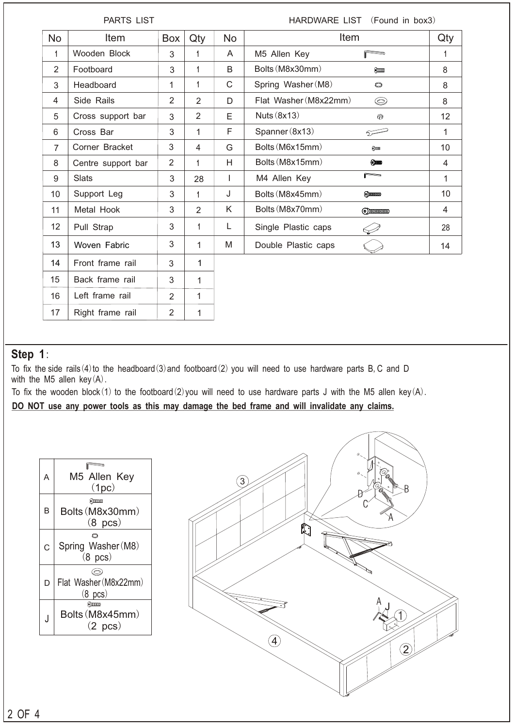## PARTS LIST

| No | Item | Box | Qty |
|---|---|---|---|
| 1 | Wooden Block | 3 | 1 |
| 2 | Footboard | 3 | 1 |
| 3 | Headboard | 1 | 1 |
| 4 | Side Rails | 2 | 2 |
| 5 | Cross support bar | 3 | 2 |
| 6 | Cross Bar | 3 | 1 |
| 7 | Corner Bracket | 3 | 4 |
| 8 | Centre support bar | 2 | 1 |
| 9 | Slats | 3 | 28 |
| 10 | Support Leg | 3 | 1 |
| 11 | Metal Hook | 3 | 2 |
| 12 | Pull Strap | 3 | 1 |
| 13 | Woven Fabric | 3 | 1 |
| 14 | Front frame rail | 3 | 1 |
| 15 | Back frame rail | 3 | 1 |
| 16 | Left frame rail | 2 | 1 |
| 17 | Right frame rail | 2 | 1 |

## HARDWARE LIST (Found in box3)

| No | Item | Qty |
|---|---|---|
| A | M5 Allen Key | 1 |
| B | Bolts (M8x30mm) | 8 |
| C | Spring Washer (M8) | 8 |
| D | Flat Washer (M8x22mm) | 8 |
| E | Nuts (8x13) | 12 |
| F | Spanner (8x13) | 1 |
| G | Bolts (M6x15mm) | 10 |
| H | Bolts (M8x15mm) | 4 |
| I | M4 Allen Key | 1 |
| J | Bolts (M8x45mm) | 10 |
| K | Bolts (M8x70mm) | 4 |
| L | Single Plastic caps | 28 |
| M | Double Plastic caps | 14 |

## Step 1:

To fix the side rails (4) to the headboard (3) and footboard (2) you will need to use hardware parts B, C and D with the M5 allen key (A).

To fix the wooden block (1) to the footboard (2) you will need to use hardware parts J with the M5 allen key (A).

**DO NOT use any power tools as this may damage the bed frame and will invalidate any claims.**

| | |
|---|---|
| A | M5 Allen Key (1pc) |
| B | Bolts (M8x30mm) (8 pcs) |
| C | Spring Washer (M8) (8 pcs) |
| D | Flat Washer (M8x22mm) (8 pcs) |
| J | Bolts (M8x45mm) (2 pcs) |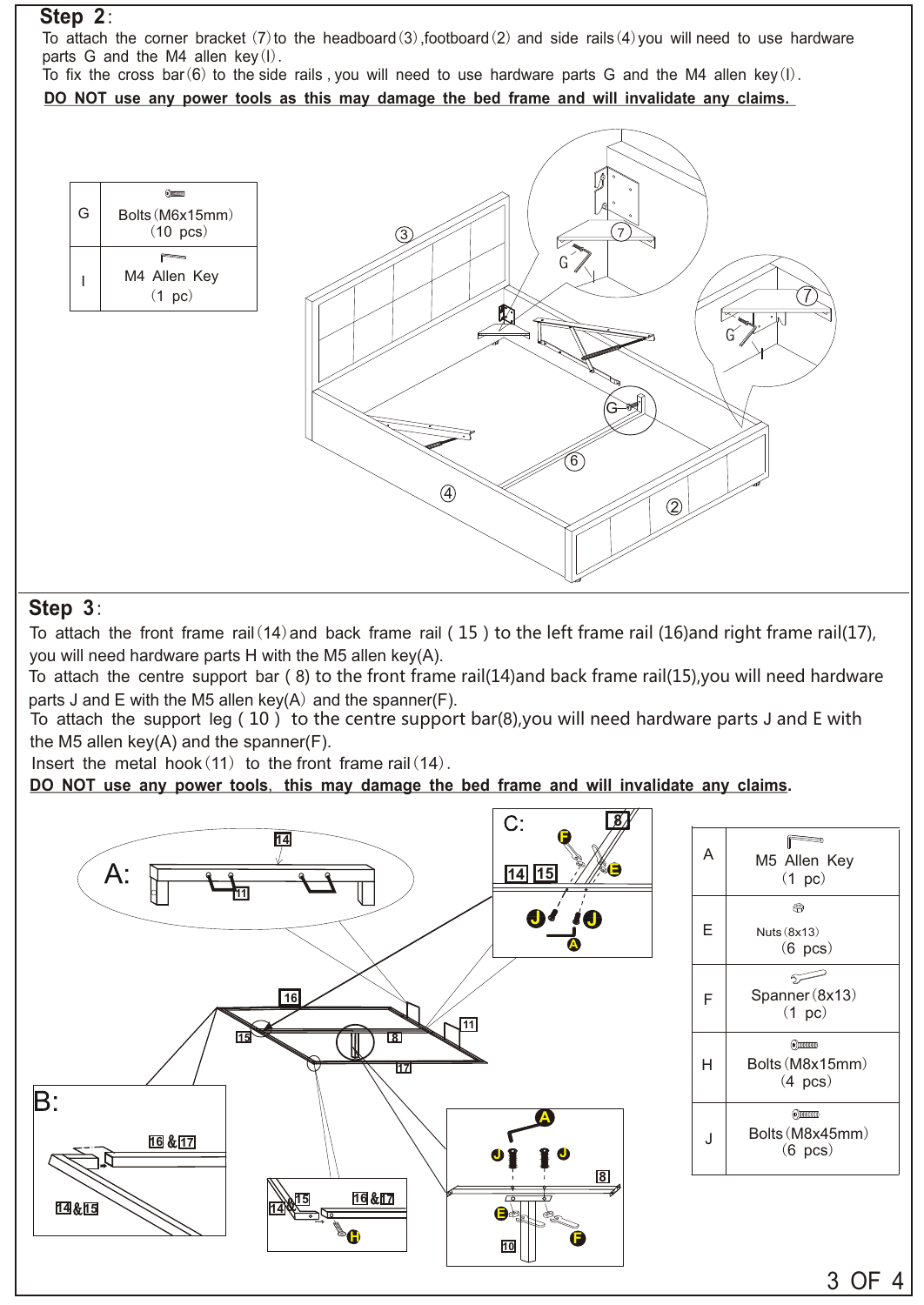## Step 2:

To attach the corner bracket (7) to the headboard (3), footboard (2) and side rails (4) you will need to use hardware parts G and the M4 allen key (I).
To fix the cross bar (6) to the side rails, you will need to use hardware parts G and the M4 allen key (I).

**DO NOT use any power tools as this may damage the bed frame and will invalidate any claims.**

| G | Bolts (M6x15mm) (10 pcs) |
|---|---|
| I | M4 Allen Key (1 pc) |

## Step 3:

To attach the front frame rail (14) and back frame rail (15) to the left frame rail (16) and right frame rail (17), you will need hardware parts H with the M5 allen key (A).
To attach the centre support bar (8) to the front frame rail (14) and back frame rail (15), you will need hardware parts J and E with the M5 allen key (A) and the spanner (F).
To attach the support leg (10) to the centre support bar (8), you will need hardware parts J and E with the M5 allen key (A) and the spanner (F).
Insert the metal hook (11) to the front frame rail (14).

**DO NOT use any power tools, this may damage the bed frame and will invalidate any claims.**

| A | M5 Allen Key (1 pc) |
|---|---|
| E | Nuts (8x13) (6 pcs) |
| F | Spanner (8x13) (1 pc) |
| H | Bolts (M8x15mm) (4 pcs) |
| J | Bolts (M8x45mm) (6 pcs) |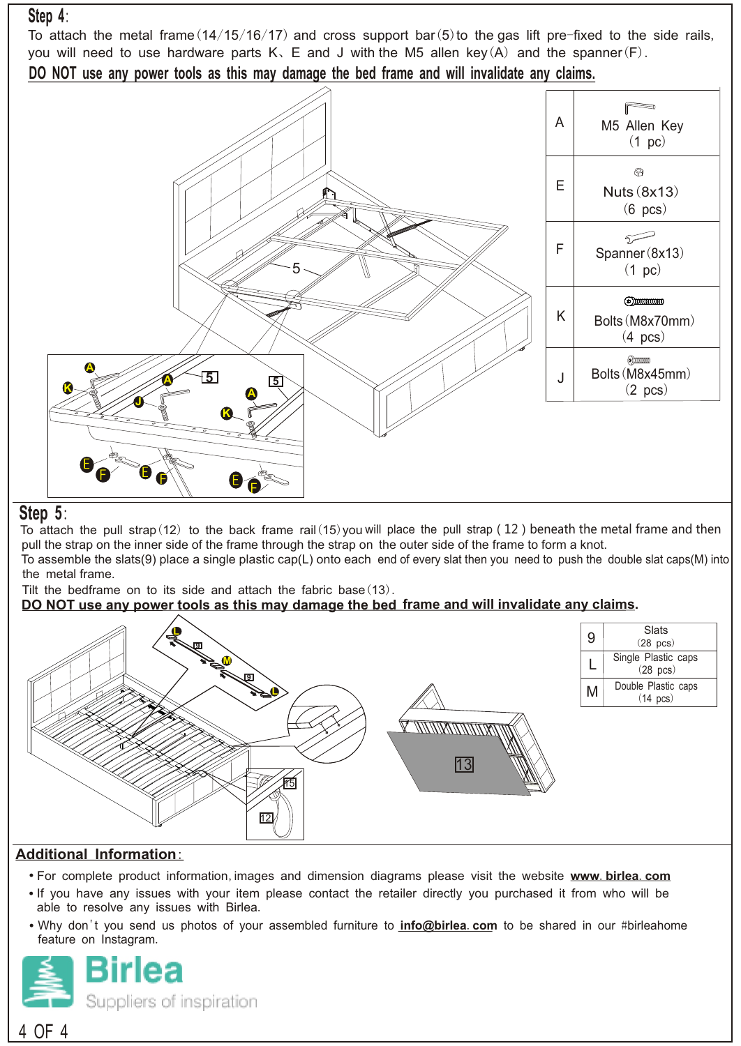## Step 4:

To attach the metal frame (14/15/16/17) and cross support bar (5) to the gas lift pre-fixed to the side rails, you will need to use hardware parts K、E and J with the M5 allen key (A) and the spanner (F).

**DO NOT use any power tools as this may damage the bed frame and will invalidate any claims.**

| | |
|---|---|
| A | M5 Allen Key (1 pc) |
| E | Nuts (8x13) (6 pcs) |
| F | Spanner (8x13) (1 pc) |
| K | Bolts (M8x70mm) (4 pcs) |
| J | Bolts (M8x45mm) (2 pcs) |

## Step 5:

To attach the pull strap (12) to the back frame rail (15) you will place the pull strap (12) beneath the metal frame and then pull the strap on the inner side of the frame through the strap on the outer side of the frame to form a knot.

To assemble the slats (9) place a single plastic cap (L) onto each end of every slat then you need to push the double slat caps (M) into the metal frame.

Tilt the bedframe on to its side and attach the fabric base (13).

**DO NOT use any power tools as this may damage the bed frame and will invalidate any claims.**

| | |
|---|---|
| 9 | Slats (28 pcs) |
| L | Single Plastic caps (28 pcs) |
| M | Double Plastic caps (14 pcs) |

## Additional Information:

- For complete product information, images and dimension diagrams please visit the website **www.birlea.com**
- If you have any issues with your item please contact the retailer directly you purchased it from who will be able to resolve any issues with Birlea.
- Why don't you send us photos of your assembled furniture to **info@birlea.com** to be shared in our #birleahome feature on Instagram.

Birlea
Suppliers of inspiration